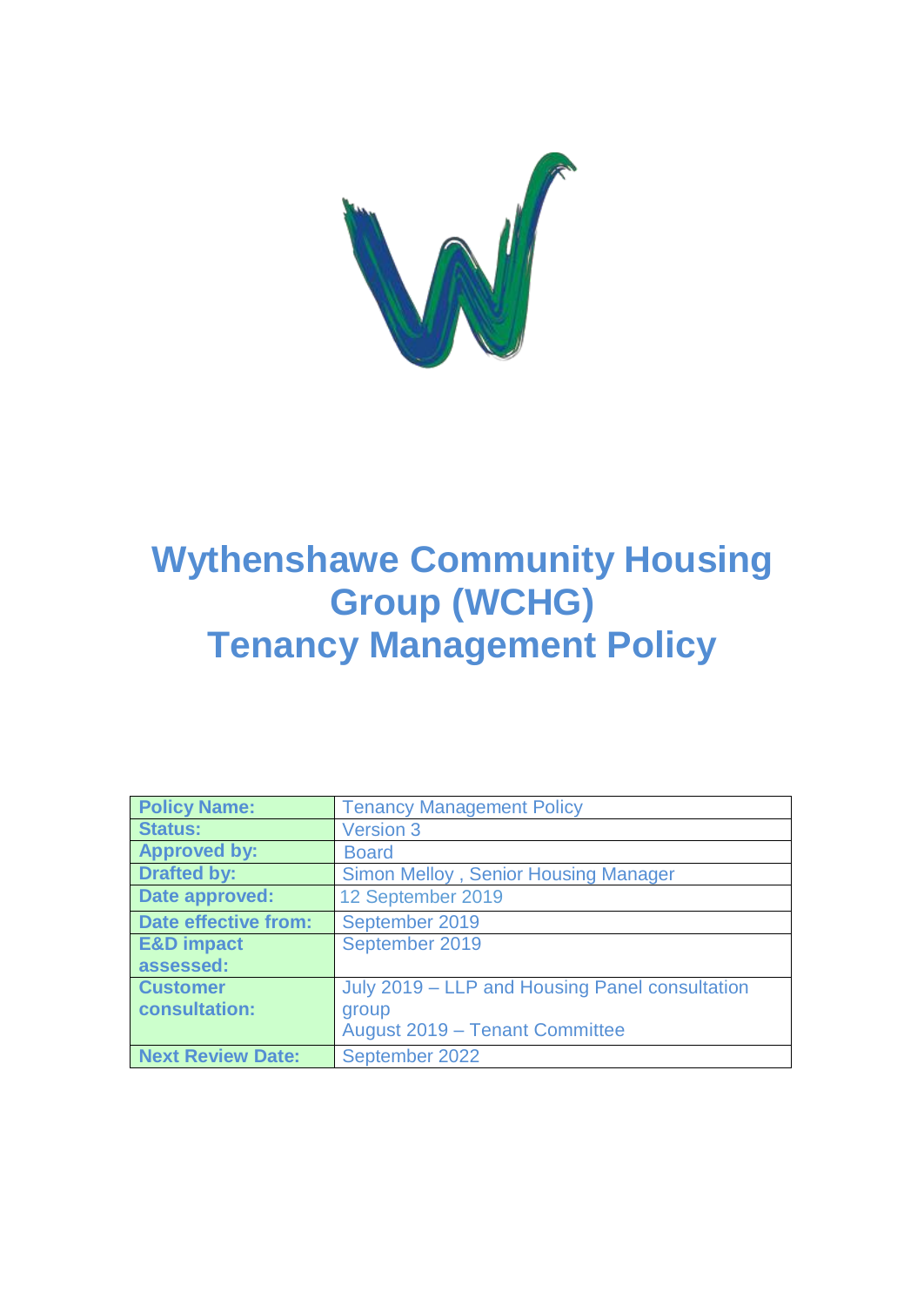# Wythenshawe Community Housing Group (WCHG)
# Tenancy Management Policy

| Policy Name: | Tenancy Management Policy |
|---|---|
| Status: | Version 3 |
| Approved by: | Board |
| Drafted by: | Simon Melloy , Senior Housing Manager |
| Date approved: | 12 September 2019 |
| Date effective from: | September 2019 |
| E&D impact assessed: | September 2019 |
| Customer consultation: | July 2019 – LLP and Housing Panel consultation group<br>August 2019 – Tenant Committee |
| Next Review Date: | September 2022 |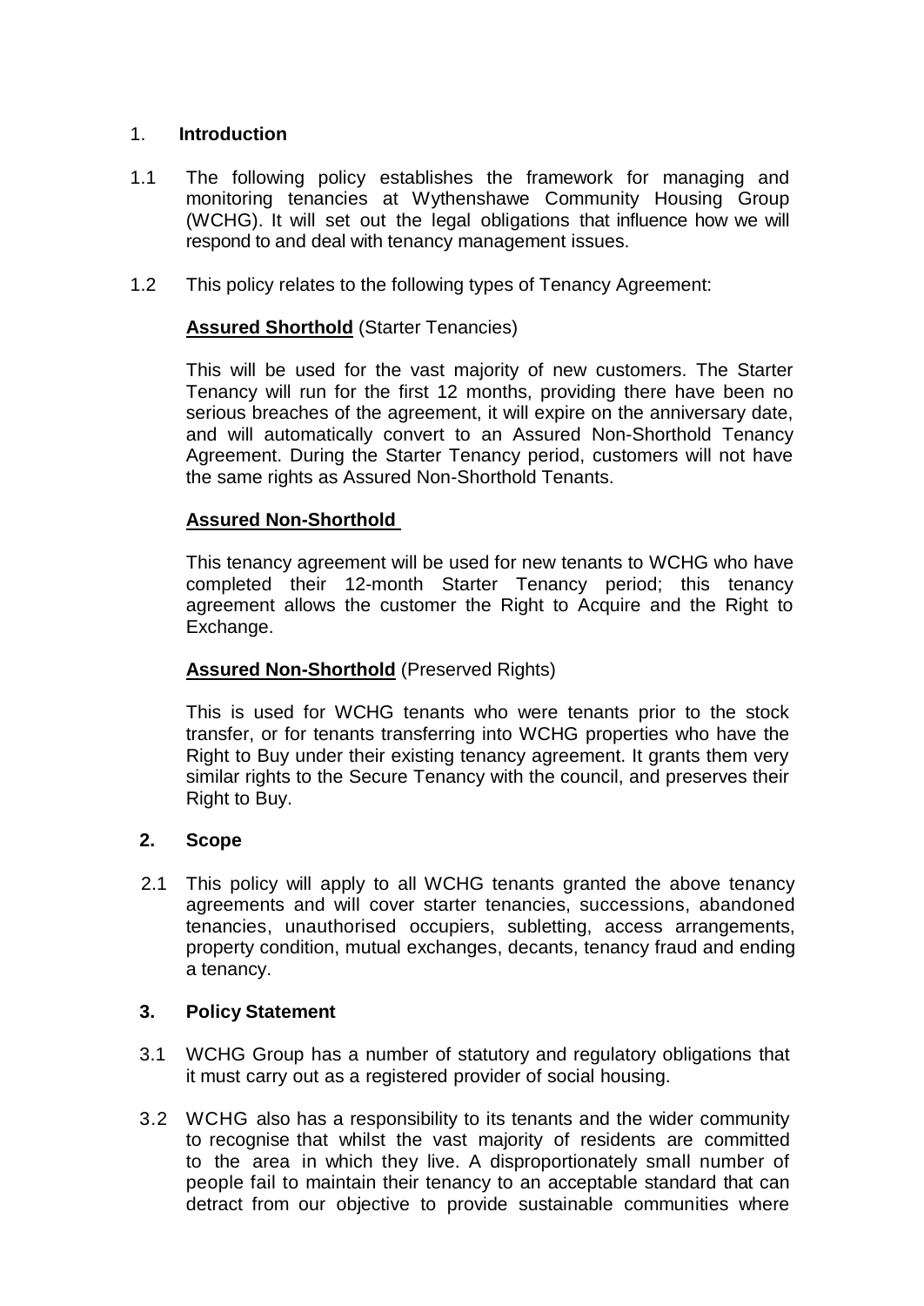## 1. Introduction

1.1 The following policy establishes the framework for managing and monitoring tenancies at Wythenshawe Community Housing Group (WCHG). It will set out the legal obligations that influence how we will respond to and deal with tenancy management issues.

1.2 This policy relates to the following types of Tenancy Agreement:

**Assured Shorthold** (Starter Tenancies)

This will be used for the vast majority of new customers. The Starter Tenancy will run for the first 12 months, providing there have been no serious breaches of the agreement, it will expire on the anniversary date, and will automatically convert to an Assured Non-Shorthold Tenancy Agreement. During the Starter Tenancy period, customers will not have the same rights as Assured Non-Shorthold Tenants.

**Assured Non-Shorthold**

This tenancy agreement will be used for new tenants to WCHG who have completed their 12-month Starter Tenancy period; this tenancy agreement allows the customer the Right to Acquire and the Right to Exchange.

**Assured Non-Shorthold** (Preserved Rights)

This is used for WCHG tenants who were tenants prior to the stock transfer, or for tenants transferring into WCHG properties who have the Right to Buy under their existing tenancy agreement. It grants them very similar rights to the Secure Tenancy with the council, and preserves their Right to Buy.

## 2. Scope

2.1 This policy will apply to all WCHG tenants granted the above tenancy agreements and will cover starter tenancies, successions, abandoned tenancies, unauthorised occupiers, subletting, access arrangements, property condition, mutual exchanges, decants, tenancy fraud and ending a tenancy.

## 3. Policy Statement

3.1 WCHG Group has a number of statutory and regulatory obligations that it must carry out as a registered provider of social housing.

3.2 WCHG also has a responsibility to its tenants and the wider community to recognise that whilst the vast majority of residents are committed to the area in which they live. A disproportionately small number of people fail to maintain their tenancy to an acceptable standard that can detract from our objective to provide sustainable communities where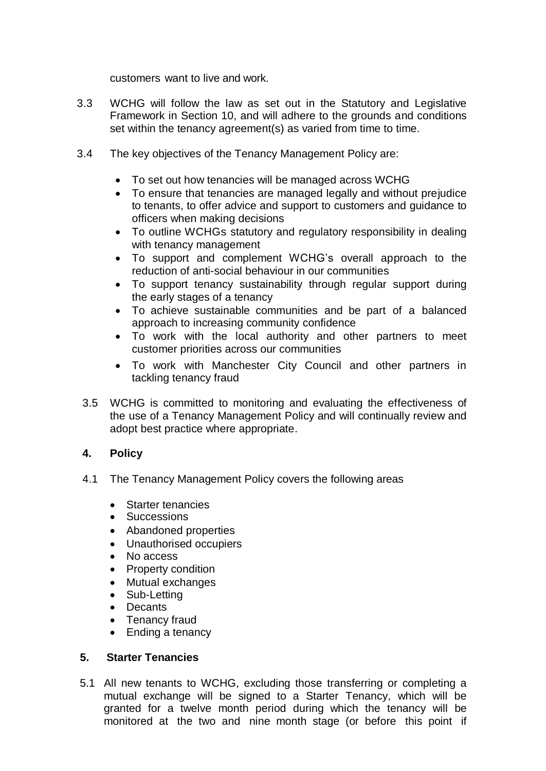customers want to live and work.

3.3 WCHG will follow the law as set out in the Statutory and Legislative Framework in Section 10, and will adhere to the grounds and conditions set within the tenancy agreement(s) as varied from time to time.

3.4 The key objectives of the Tenancy Management Policy are:

- To set out how tenancies will be managed across WCHG
- To ensure that tenancies are managed legally and without prejudice to tenants, to offer advice and support to customers and guidance to officers when making decisions
- To outline WCHGs statutory and regulatory responsibility in dealing with tenancy management
- To support and complement WCHG's overall approach to the reduction of anti-social behaviour in our communities
- To support tenancy sustainability through regular support during the early stages of a tenancy
- To achieve sustainable communities and be part of a balanced approach to increasing community confidence
- To work with the local authority and other partners to meet customer priorities across our communities
- To work with Manchester City Council and other partners in tackling tenancy fraud

3.5 WCHG is committed to monitoring and evaluating the effectiveness of the use of a Tenancy Management Policy and will continually review and adopt best practice where appropriate.

## 4. Policy

4.1 The Tenancy Management Policy covers the following areas

- Starter tenancies
- Successions
- Abandoned properties
- Unauthorised occupiers
- No access
- Property condition
- Mutual exchanges
- Sub-Letting
- Decants
- Tenancy fraud
- Ending a tenancy

## 5. Starter Tenancies

5.1 All new tenants to WCHG, excluding those transferring or completing a mutual exchange will be signed to a Starter Tenancy, which will be granted for a twelve month period during which the tenancy will be monitored at the two and nine month stage (or before this point if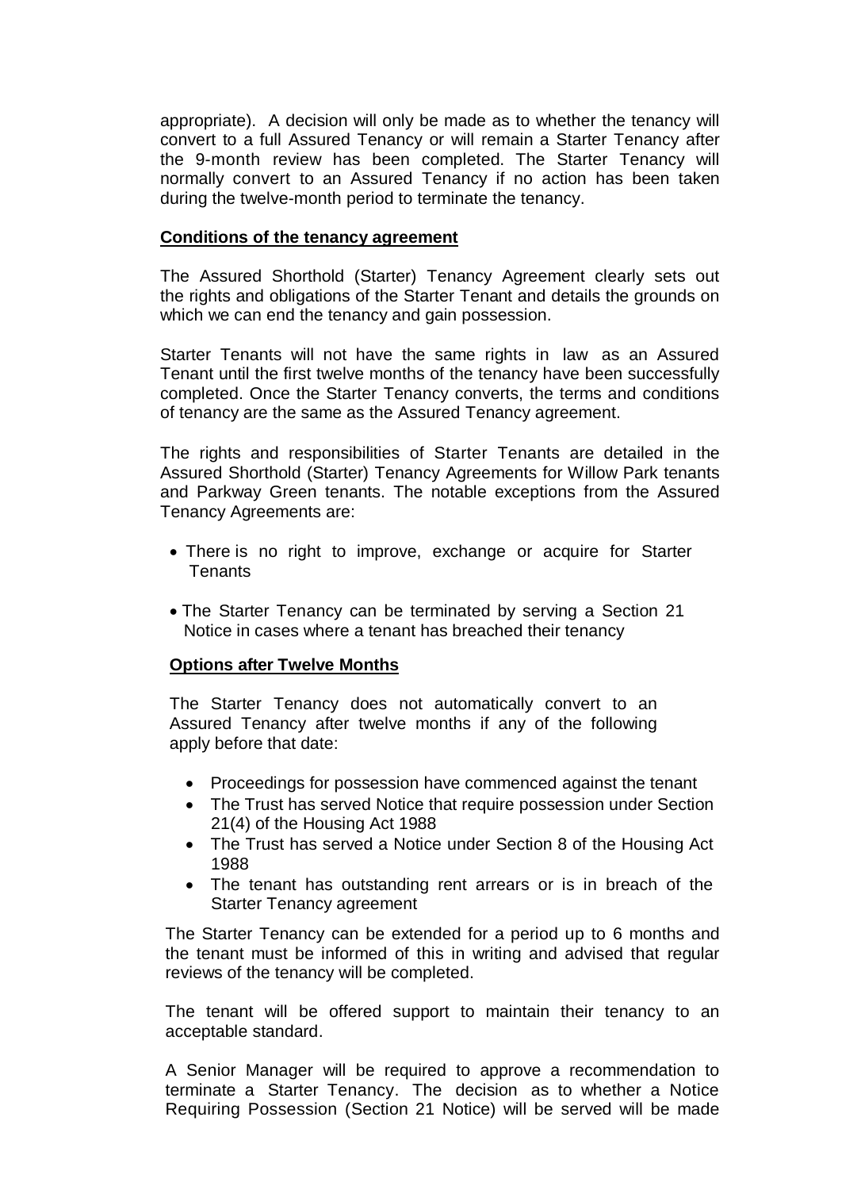appropriate). A decision will only be made as to whether the tenancy will convert to a full Assured Tenancy or will remain a Starter Tenancy after the 9-month review has been completed. The Starter Tenancy will normally convert to an Assured Tenancy if no action has been taken during the twelve-month period to terminate the tenancy.

**Conditions of the tenancy agreement**

The Assured Shorthold (Starter) Tenancy Agreement clearly sets out the rights and obligations of the Starter Tenant and details the grounds on which we can end the tenancy and gain possession.

Starter Tenants will not have the same rights in law as an Assured Tenant until the first twelve months of the tenancy have been successfully completed. Once the Starter Tenancy converts, the terms and conditions of tenancy are the same as the Assured Tenancy agreement.

The rights and responsibilities of Starter Tenants are detailed in the Assured Shorthold (Starter) Tenancy Agreements for Willow Park tenants and Parkway Green tenants. The notable exceptions from the Assured Tenancy Agreements are:

- There is no right to improve, exchange or acquire for Starter Tenants
- The Starter Tenancy can be terminated by serving a Section 21 Notice in cases where a tenant has breached their tenancy

**Options after Twelve Months**

The Starter Tenancy does not automatically convert to an Assured Tenancy after twelve months if any of the following apply before that date:

- Proceedings for possession have commenced against the tenant
- The Trust has served Notice that require possession under Section 21(4) of the Housing Act 1988
- The Trust has served a Notice under Section 8 of the Housing Act 1988
- The tenant has outstanding rent arrears or is in breach of the Starter Tenancy agreement

The Starter Tenancy can be extended for a period up to 6 months and the tenant must be informed of this in writing and advised that regular reviews of the tenancy will be completed.

The tenant will be offered support to maintain their tenancy to an acceptable standard.

A Senior Manager will be required to approve a recommendation to terminate a Starter Tenancy. The decision as to whether a Notice Requiring Possession (Section 21 Notice) will be served will be made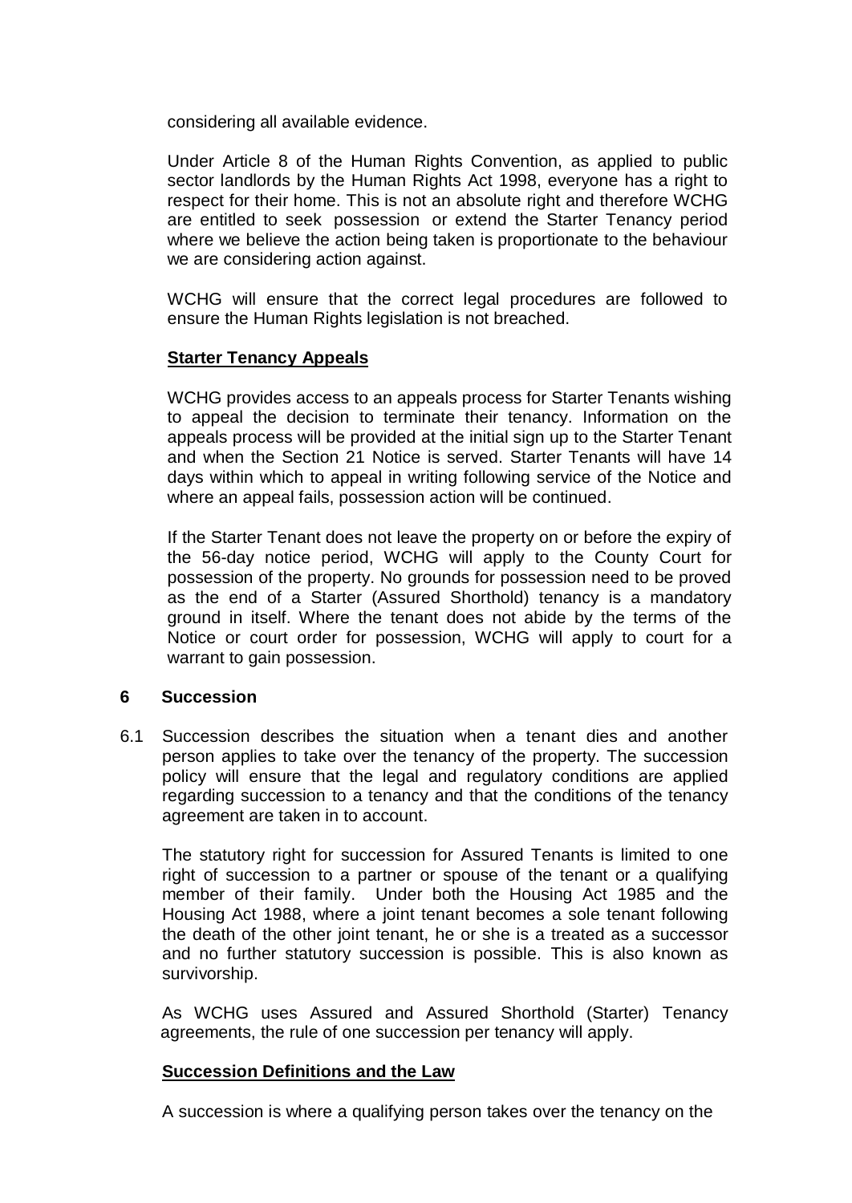considering all available evidence.

Under Article 8 of the Human Rights Convention, as applied to public sector landlords by the Human Rights Act 1998, everyone has a right to respect for their home. This is not an absolute right and therefore WCHG are entitled to seek possession or extend the Starter Tenancy period where we believe the action being taken is proportionate to the behaviour we are considering action against.

WCHG will ensure that the correct legal procedures are followed to ensure the Human Rights legislation is not breached.

**Starter Tenancy Appeals**

WCHG provides access to an appeals process for Starter Tenants wishing to appeal the decision to terminate their tenancy. Information on the appeals process will be provided at the initial sign up to the Starter Tenant and when the Section 21 Notice is served. Starter Tenants will have 14 days within which to appeal in writing following service of the Notice and where an appeal fails, possession action will be continued.

If the Starter Tenant does not leave the property on or before the expiry of the 56-day notice period, WCHG will apply to the County Court for possession of the property. No grounds for possession need to be proved as the end of a Starter (Assured Shorthold) tenancy is a mandatory ground in itself. Where the tenant does not abide by the terms of the Notice or court order for possession, WCHG will apply to court for a warrant to gain possession.

## 6 Succession

6.1 Succession describes the situation when a tenant dies and another person applies to take over the tenancy of the property. The succession policy will ensure that the legal and regulatory conditions are applied regarding succession to a tenancy and that the conditions of the tenancy agreement are taken in to account.

The statutory right for succession for Assured Tenants is limited to one right of succession to a partner or spouse of the tenant or a qualifying member of their family. Under both the Housing Act 1985 and the Housing Act 1988, where a joint tenant becomes a sole tenant following the death of the other joint tenant, he or she is a treated as a successor and no further statutory succession is possible. This is also known as survivorship.

As WCHG uses Assured and Assured Shorthold (Starter) Tenancy agreements, the rule of one succession per tenancy will apply.

**Succession Definitions and the Law**

A succession is where a qualifying person takes over the tenancy on the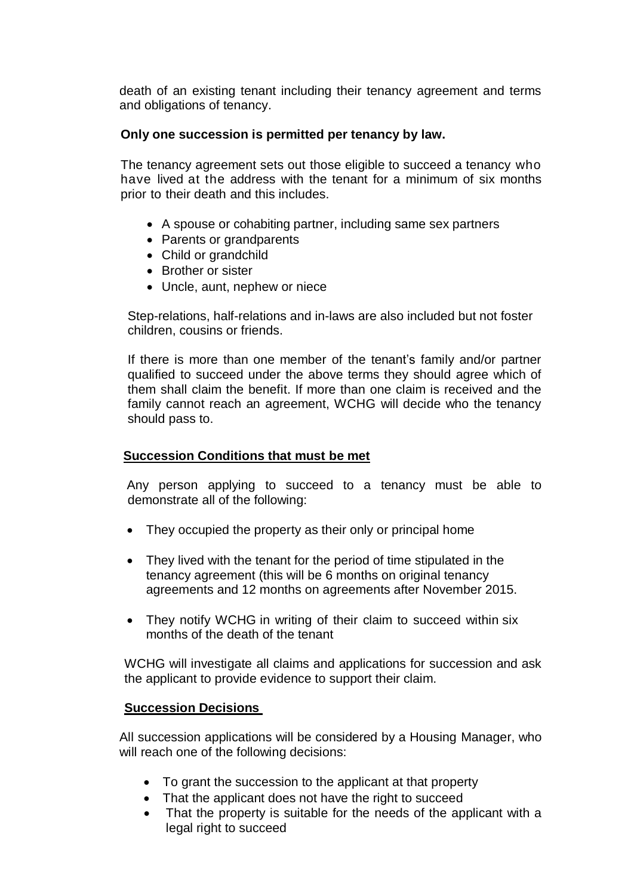death of an existing tenant including their tenancy agreement and terms and obligations of tenancy.

**Only one succession is permitted per tenancy by law.**

The tenancy agreement sets out those eligible to succeed a tenancy who have lived at the address with the tenant for a minimum of six months prior to their death and this includes.

- A spouse or cohabiting partner, including same sex partners
- Parents or grandparents
- Child or grandchild
- Brother or sister
- Uncle, aunt, nephew or niece

Step-relations, half-relations and in-laws are also included but not foster children, cousins or friends.

If there is more than one member of the tenant's family and/or partner qualified to succeed under the above terms they should agree which of them shall claim the benefit. If more than one claim is received and the family cannot reach an agreement, WCHG will decide who the tenancy should pass to.

## Succession Conditions that must be met

Any person applying to succeed to a tenancy must be able to demonstrate all of the following:

- They occupied the property as their only or principal home
- They lived with the tenant for the period of time stipulated in the tenancy agreement (this will be 6 months on original tenancy agreements and 12 months on agreements after November 2015.
- They notify WCHG in writing of their claim to succeed within six months of the death of the tenant

WCHG will investigate all claims and applications for succession and ask the applicant to provide evidence to support their claim.

## Succession Decisions

All succession applications will be considered by a Housing Manager, who will reach one of the following decisions:

- To grant the succession to the applicant at that property
- That the applicant does not have the right to succeed
- That the property is suitable for the needs of the applicant with a legal right to succeed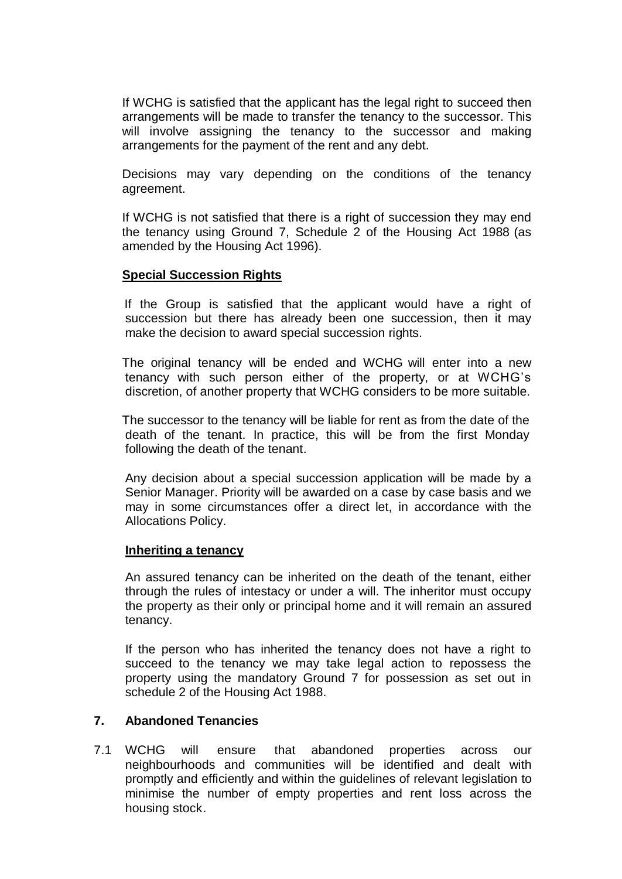If WCHG is satisfied that the applicant has the legal right to succeed then arrangements will be made to transfer the tenancy to the successor. This will involve assigning the tenancy to the successor and making arrangements for the payment of the rent and any debt.

Decisions may vary depending on the conditions of the tenancy agreement.

If WCHG is not satisfied that there is a right of succession they may end the tenancy using Ground 7, Schedule 2 of the Housing Act 1988 (as amended by the Housing Act 1996).

**Special Succession Rights**

If the Group is satisfied that the applicant would have a right of succession but there has already been one succession, then it may make the decision to award special succession rights.

The original tenancy will be ended and WCHG will enter into a new tenancy with such person either of the property, or at WCHG's discretion, of another property that WCHG considers to be more suitable.

The successor to the tenancy will be liable for rent as from the date of the death of the tenant. In practice, this will be from the first Monday following the death of the tenant.

Any decision about a special succession application will be made by a Senior Manager. Priority will be awarded on a case by case basis and we may in some circumstances offer a direct let, in accordance with the Allocations Policy.

**Inheriting a tenancy**

An assured tenancy can be inherited on the death of the tenant, either through the rules of intestacy or under a will. The inheritor must occupy the property as their only or principal home and it will remain an assured tenancy.

If the person who has inherited the tenancy does not have a right to succeed to the tenancy we may take legal action to repossess the property using the mandatory Ground 7 for possession as set out in schedule 2 of the Housing Act 1988.

## 7. Abandoned Tenancies

7.1 WCHG will ensure that abandoned properties across our neighbourhoods and communities will be identified and dealt with promptly and efficiently and within the guidelines of relevant legislation to minimise the number of empty properties and rent loss across the housing stock.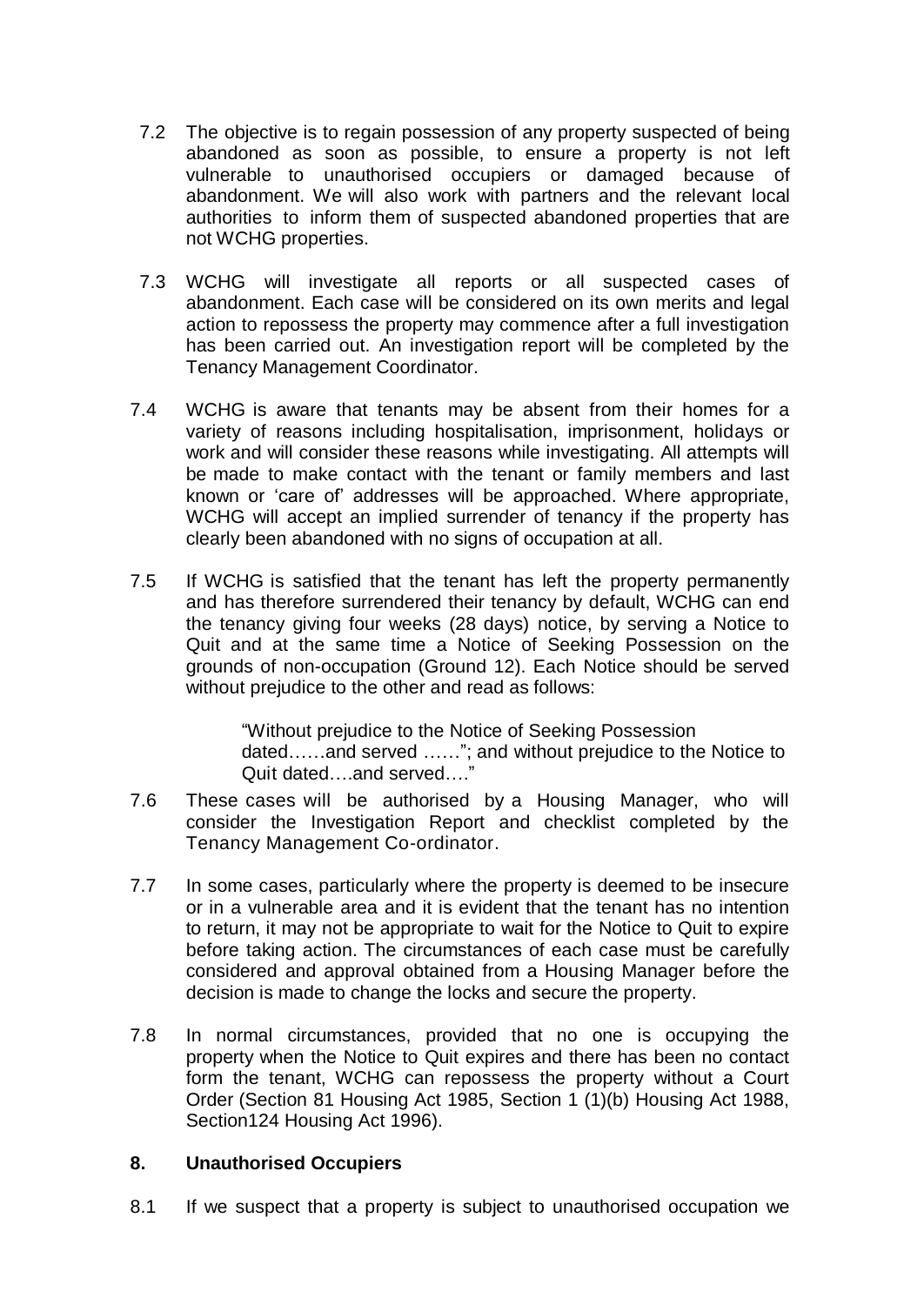7.2 The objective is to regain possession of any property suspected of being abandoned as soon as possible, to ensure a property is not left vulnerable to unauthorised occupiers or damaged because of abandonment. We will also work with partners and the relevant local authorities to inform them of suspected abandoned properties that are not WCHG properties.

7.3 WCHG will investigate all reports or all suspected cases of abandonment. Each case will be considered on its own merits and legal action to repossess the property may commence after a full investigation has been carried out. An investigation report will be completed by the Tenancy Management Coordinator.

7.4 WCHG is aware that tenants may be absent from their homes for a variety of reasons including hospitalisation, imprisonment, holidays or work and will consider these reasons while investigating. All attempts will be made to make contact with the tenant or family members and last known or 'care of' addresses will be approached. Where appropriate, WCHG will accept an implied surrender of tenancy if the property has clearly been abandoned with no signs of occupation at all.

7.5 If WCHG is satisfied that the tenant has left the property permanently and has therefore surrendered their tenancy by default, WCHG can end the tenancy giving four weeks (28 days) notice, by serving a Notice to Quit and at the same time a Notice of Seeking Possession on the grounds of non-occupation (Ground 12). Each Notice should be served without prejudice to the other and read as follows:

> "Without prejudice to the Notice of Seeking Possession dated……and served ……"; and without prejudice to the Notice to Quit dated….and served…."

7.6 These cases will be authorised by a Housing Manager, who will consider the Investigation Report and checklist completed by the Tenancy Management Co-ordinator.

7.7 In some cases, particularly where the property is deemed to be insecure or in a vulnerable area and it is evident that the tenant has no intention to return, it may not be appropriate to wait for the Notice to Quit to expire before taking action. The circumstances of each case must be carefully considered and approval obtained from a Housing Manager before the decision is made to change the locks and secure the property.

7.8 In normal circumstances, provided that no one is occupying the property when the Notice to Quit expires and there has been no contact form the tenant, WCHG can repossess the property without a Court Order (Section 81 Housing Act 1985, Section 1 (1)(b) Housing Act 1988, Section124 Housing Act 1996).

## 8. Unauthorised Occupiers

8.1 If we suspect that a property is subject to unauthorised occupation we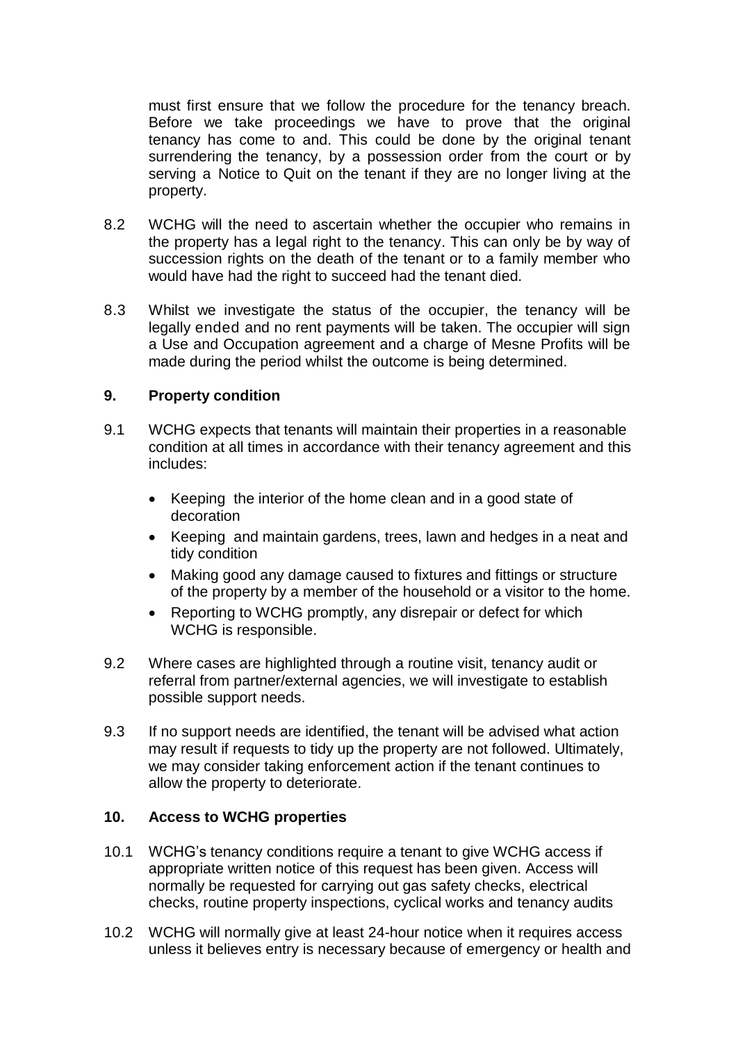must first ensure that we follow the procedure for the tenancy breach. Before we take proceedings we have to prove that the original tenancy has come to and. This could be done by the original tenant surrendering the tenancy, by a possession order from the court or by serving a Notice to Quit on the tenant if they are no longer living at the property.

8.2 WCHG will the need to ascertain whether the occupier who remains in the property has a legal right to the tenancy. This can only be by way of succession rights on the death of the tenant or to a family member who would have had the right to succeed had the tenant died.

8.3 Whilst we investigate the status of the occupier, the tenancy will be legally ended and no rent payments will be taken. The occupier will sign a Use and Occupation agreement and a charge of Mesne Profits will be made during the period whilst the outcome is being determined.

## 9. Property condition

9.1 WCHG expects that tenants will maintain their properties in a reasonable condition at all times in accordance with their tenancy agreement and this includes:

- Keeping the interior of the home clean and in a good state of decoration
- Keeping and maintain gardens, trees, lawn and hedges in a neat and tidy condition
- Making good any damage caused to fixtures and fittings or structure of the property by a member of the household or a visitor to the home.
- Reporting to WCHG promptly, any disrepair or defect for which WCHG is responsible.

9.2 Where cases are highlighted through a routine visit, tenancy audit or referral from partner/external agencies, we will investigate to establish possible support needs.

9.3 If no support needs are identified, the tenant will be advised what action may result if requests to tidy up the property are not followed. Ultimately, we may consider taking enforcement action if the tenant continues to allow the property to deteriorate.

## 10. Access to WCHG properties

10.1 WCHG's tenancy conditions require a tenant to give WCHG access if appropriate written notice of this request has been given. Access will normally be requested for carrying out gas safety checks, electrical checks, routine property inspections, cyclical works and tenancy audits

10.2 WCHG will normally give at least 24-hour notice when it requires access unless it believes entry is necessary because of emergency or health and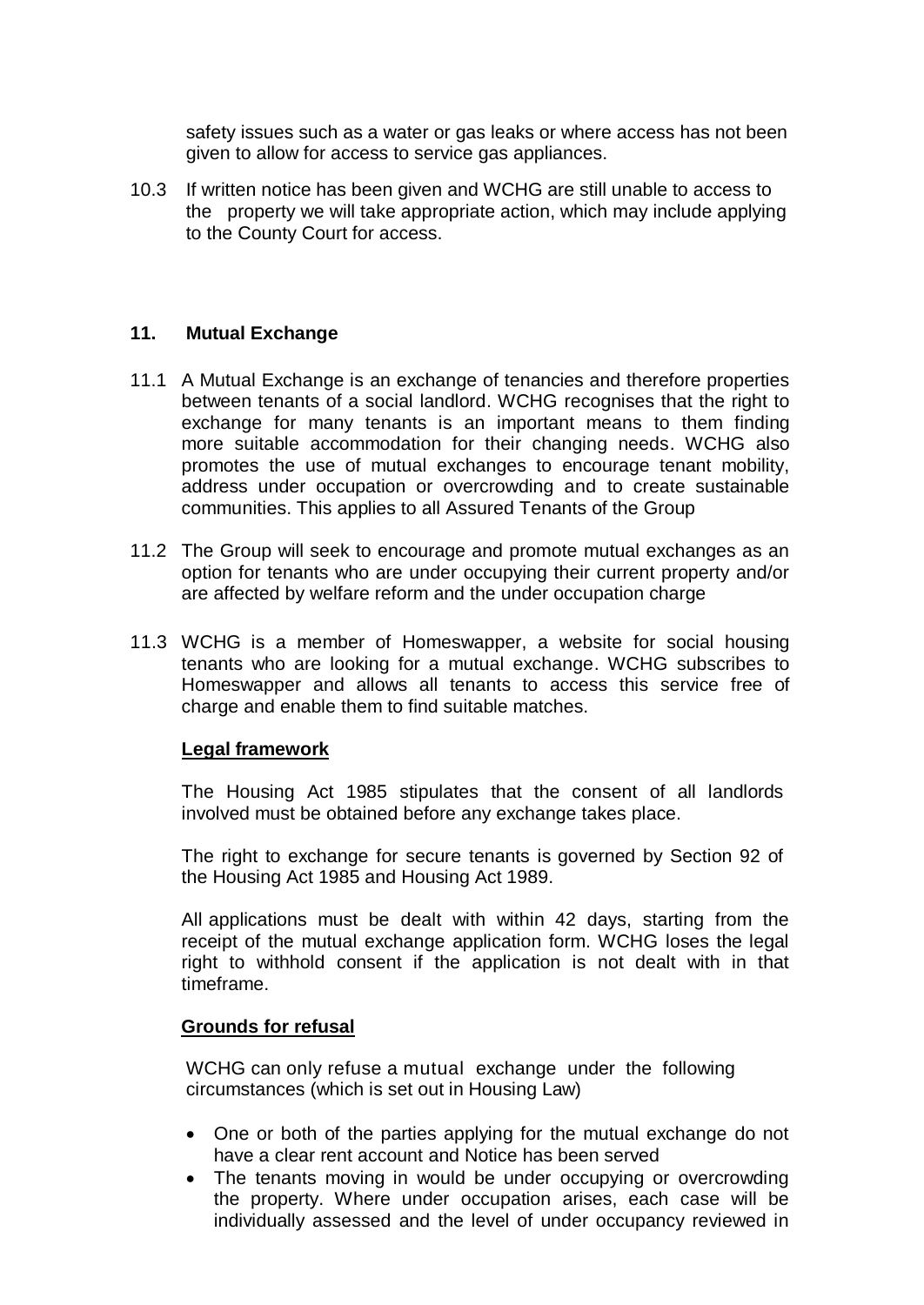safety issues such as a water or gas leaks or where access has not been given to allow for access to service gas appliances.

10.3 If written notice has been given and WCHG are still unable to access to the property we will take appropriate action, which may include applying to the County Court for access.

## 11. Mutual Exchange

11.1 A Mutual Exchange is an exchange of tenancies and therefore properties between tenants of a social landlord. WCHG recognises that the right to exchange for many tenants is an important means to them finding more suitable accommodation for their changing needs. WCHG also promotes the use of mutual exchanges to encourage tenant mobility, address under occupation or overcrowding and to create sustainable communities. This applies to all Assured Tenants of the Group

11.2 The Group will seek to encourage and promote mutual exchanges as an option for tenants who are under occupying their current property and/or are affected by welfare reform and the under occupation charge

11.3 WCHG is a member of Homeswapper, a website for social housing tenants who are looking for a mutual exchange. WCHG subscribes to Homeswapper and allows all tenants to access this service free of charge and enable them to find suitable matches.

**Legal framework**

The Housing Act 1985 stipulates that the consent of all landlords involved must be obtained before any exchange takes place.

The right to exchange for secure tenants is governed by Section 92 of the Housing Act 1985 and Housing Act 1989.

All applications must be dealt with within 42 days, starting from the receipt of the mutual exchange application form. WCHG loses the legal right to withhold consent if the application is not dealt with in that timeframe.

**Grounds for refusal**

WCHG can only refuse a mutual exchange under the following circumstances (which is set out in Housing Law)

- One or both of the parties applying for the mutual exchange do not have a clear rent account and Notice has been served
- The tenants moving in would be under occupying or overcrowding the property. Where under occupation arises, each case will be individually assessed and the level of under occupancy reviewed in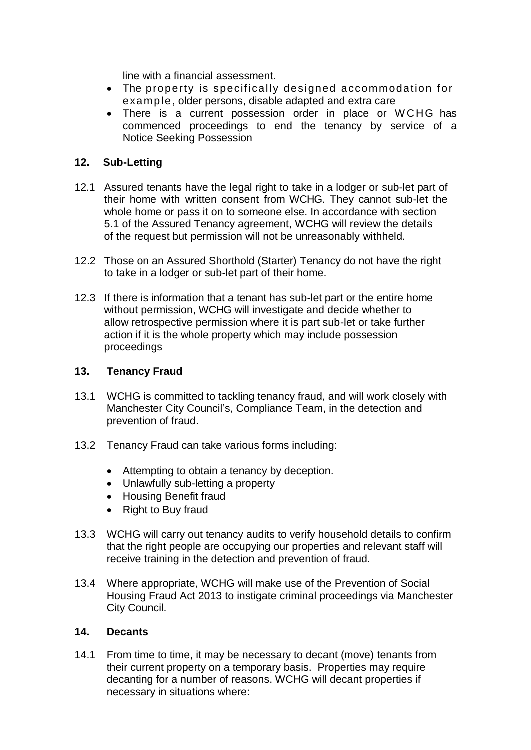line with a financial assessment.

- The property is specifically designed accommodation for example, older persons, disable adapted and extra care
- There is a current possession order in place or WCHG has commenced proceedings to end the tenancy by service of a Notice Seeking Possession

## 12. Sub-Letting

12.1 Assured tenants have the legal right to take in a lodger or sub-let part of their home with written consent from WCHG. They cannot sub-let the whole home or pass it on to someone else. In accordance with section 5.1 of the Assured Tenancy agreement, WCHG will review the details of the request but permission will not be unreasonably withheld.

12.2 Those on an Assured Shorthold (Starter) Tenancy do not have the right to take in a lodger or sub-let part of their home.

12.3 If there is information that a tenant has sub-let part or the entire home without permission, WCHG will investigate and decide whether to allow retrospective permission where it is part sub-let or take further action if it is the whole property which may include possession proceedings

## 13. Tenancy Fraud

13.1 WCHG is committed to tackling tenancy fraud, and will work closely with Manchester City Council's, Compliance Team, in the detection and prevention of fraud.

13.2 Tenancy Fraud can take various forms including:

- Attempting to obtain a tenancy by deception.
- Unlawfully sub-letting a property
- Housing Benefit fraud
- Right to Buy fraud

13.3 WCHG will carry out tenancy audits to verify household details to confirm that the right people are occupying our properties and relevant staff will receive training in the detection and prevention of fraud.

13.4 Where appropriate, WCHG will make use of the Prevention of Social Housing Fraud Act 2013 to instigate criminal proceedings via Manchester City Council.

## 14. Decants

14.1 From time to time, it may be necessary to decant (move) tenants from their current property on a temporary basis. Properties may require decanting for a number of reasons. WCHG will decant properties if necessary in situations where: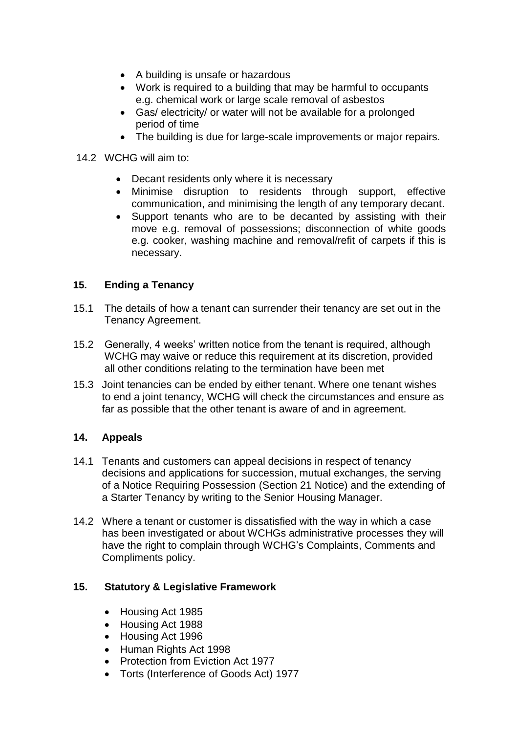- A building is unsafe or hazardous
- Work is required to a building that may be harmful to occupants e.g. chemical work or large scale removal of asbestos
- Gas/ electricity/ or water will not be available for a prolonged period of time
- The building is due for large-scale improvements or major repairs.

14.2 WCHG will aim to:

- Decant residents only where it is necessary
- Minimise disruption to residents through support, effective communication, and minimising the length of any temporary decant.
- Support tenants who are to be decanted by assisting with their move e.g. removal of possessions; disconnection of white goods e.g. cooker, washing machine and removal/refit of carpets if this is necessary.

## 15. Ending a Tenancy

15.1 The details of how a tenant can surrender their tenancy are set out in the Tenancy Agreement.

15.2 Generally, 4 weeks' written notice from the tenant is required, although WCHG may waive or reduce this requirement at its discretion, provided all other conditions relating to the termination have been met

15.3 Joint tenancies can be ended by either tenant. Where one tenant wishes to end a joint tenancy, WCHG will check the circumstances and ensure as far as possible that the other tenant is aware of and in agreement.

## 14. Appeals

14.1 Tenants and customers can appeal decisions in respect of tenancy decisions and applications for succession, mutual exchanges, the serving of a Notice Requiring Possession (Section 21 Notice) and the extending of a Starter Tenancy by writing to the Senior Housing Manager.

14.2 Where a tenant or customer is dissatisfied with the way in which a case has been investigated or about WCHGs administrative processes they will have the right to complain through WCHG's Complaints, Comments and Compliments policy.

## 15. Statutory & Legislative Framework

- Housing Act 1985
- Housing Act 1988
- Housing Act 1996
- Human Rights Act 1998
- Protection from Eviction Act 1977
- Torts (Interference of Goods Act) 1977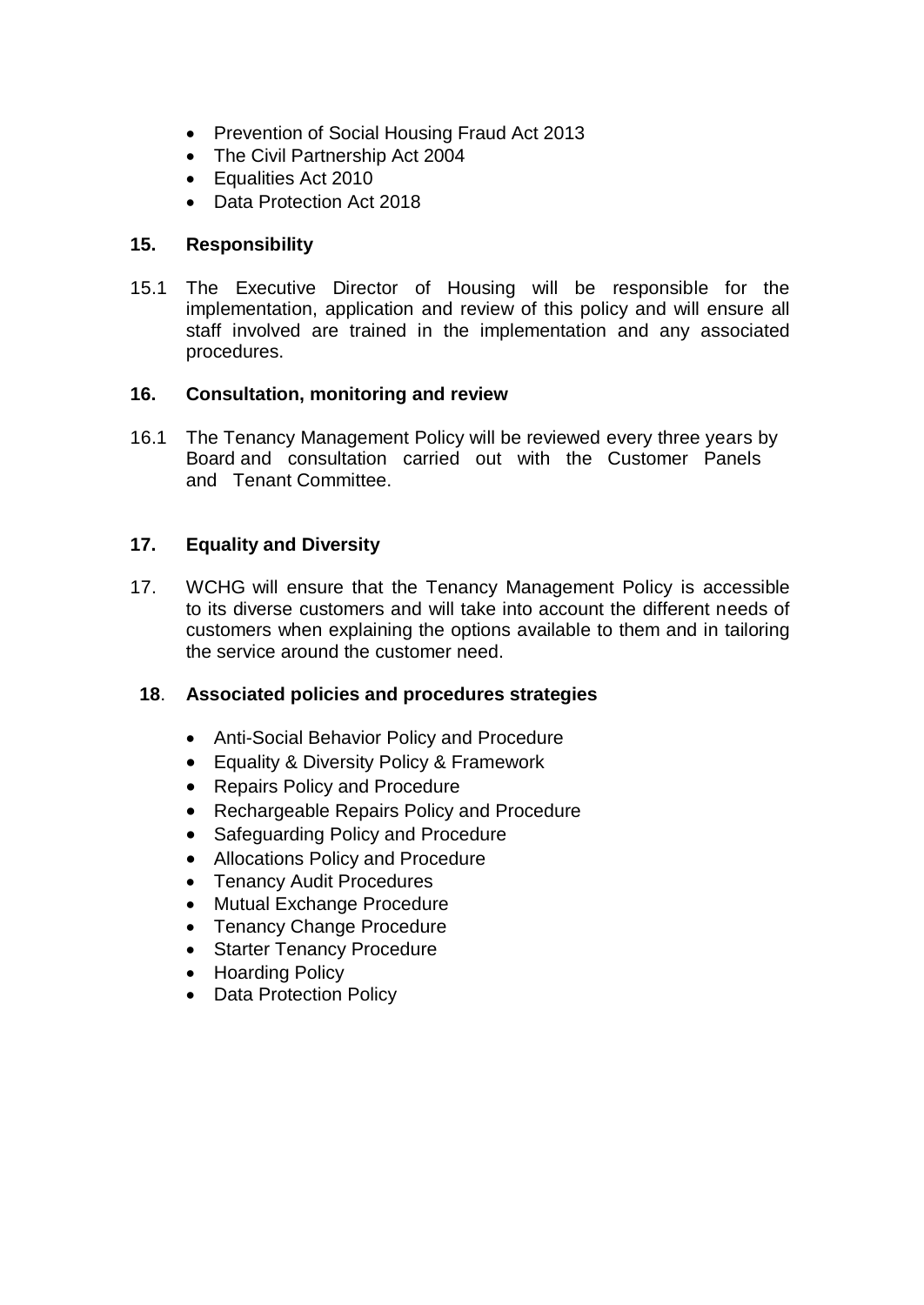- Prevention of Social Housing Fraud Act 2013
- The Civil Partnership Act 2004
- Equalities Act 2010
- Data Protection Act 2018

## 15. Responsibility

15.1 The Executive Director of Housing will be responsible for the implementation, application and review of this policy and will ensure all staff involved are trained in the implementation and any associated procedures.

## 16. Consultation, monitoring and review

16.1 The Tenancy Management Policy will be reviewed every three years by Board and consultation carried out with the Customer Panels and Tenant Committee.

## 17. Equality and Diversity

17. WCHG will ensure that the Tenancy Management Policy is accessible to its diverse customers and will take into account the different needs of customers when explaining the options available to them and in tailoring the service around the customer need.

## 18. Associated policies and procedures strategies

- Anti-Social Behavior Policy and Procedure
- Equality & Diversity Policy & Framework
- Repairs Policy and Procedure
- Rechargeable Repairs Policy and Procedure
- Safeguarding Policy and Procedure
- Allocations Policy and Procedure
- Tenancy Audit Procedures
- Mutual Exchange Procedure
- Tenancy Change Procedure
- Starter Tenancy Procedure
- Hoarding Policy
- Data Protection Policy